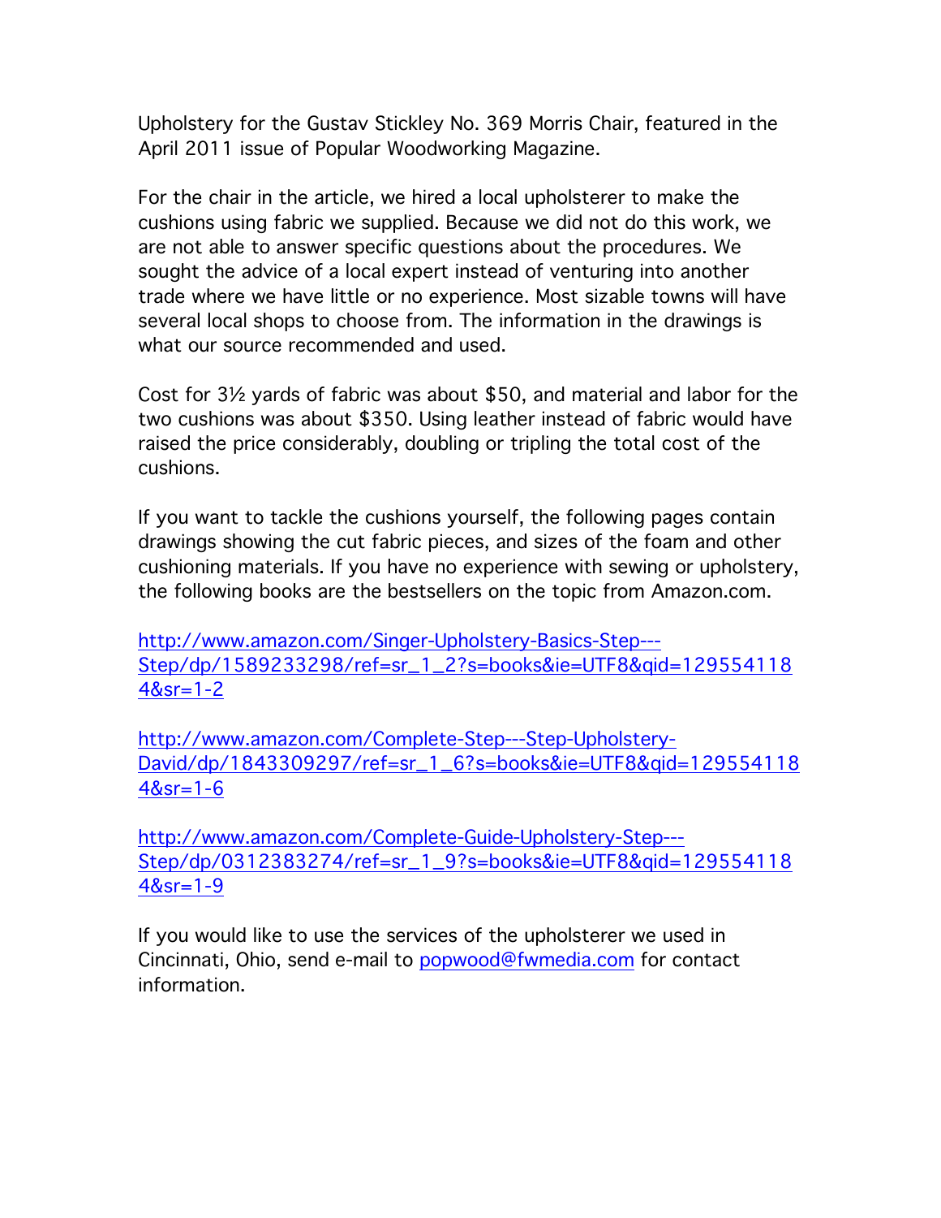Upholstery for the Gustav Stickley No. 369 Morris Chair, featured in the April 2011 issue of Popular Woodworking Magazine.

For the chair in the article, we hired a local upholsterer to make the cushions using fabric we supplied. Because we did not do this work, we are not able to answer specific questions about the procedures. We sought the advice of a local expert instead of venturing into another trade where we have little or no experience. Most sizable towns will have several local shops to choose from. The information in the drawings is what our source recommended and used.

Cost for 3½ yards of fabric was about $50, and material and labor for the two cushions was about $350. Using leather instead of fabric would have raised the price considerably, doubling or tripling the total cost of the cushions.

If you want to tackle the cushions yourself, the following pages contain drawings showing the cut fabric pieces, and sizes of the foam and other cushioning materials. If you have no experience with sewing or upholstery, the following books are the bestsellers on the topic from Amazon.com.

[http://www.amazon.com/Singer-Upholstery-Basics-Step---Step/dp/1589233298/ref=sr_1_2?s=books&ie=UTF8&qid=1295541184&sr=1-2](http://www.amazon.com/Singer-Upholstery-Basics-Step---Step/dp/1589233298/ref=sr_1_2?s=books&ie=UTF8&qid=1295541184&sr=1-2)

[http://www.amazon.com/Complete-Step---Step-Upholstery-David/dp/1843309297/ref=sr_1_6?s=books&ie=UTF8&qid=1295541184&sr=1-6](http://www.amazon.com/Complete-Step---Step-Upholstery-David/dp/1843309297/ref=sr_1_6?s=books&ie=UTF8&qid=1295541184&sr=1-6)

[http://www.amazon.com/Complete-Guide-Upholstery-Step---Step/dp/0312383274/ref=sr_1_9?s=books&ie=UTF8&qid=1295541184&sr=1-9](http://www.amazon.com/Complete-Guide-Upholstery-Step---Step/dp/0312383274/ref=sr_1_9?s=books&ie=UTF8&qid=1295541184&sr=1-9)

If you would like to use the services of the upholsterer we used in Cincinnati, Ohio, send e-mail to [popwood@fwmedia.com](mailto:popwood@fwmedia.com) for contact information.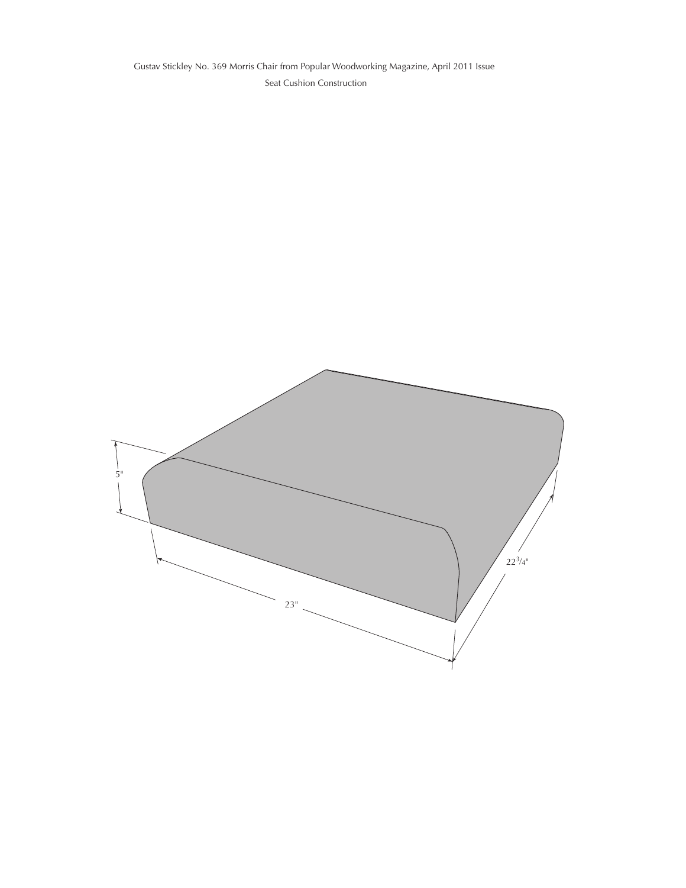Gustav Stickley No. 369 Morris Chair from Popular Woodworking Magazine, April 2011 Issue

Seat Cushion Construction

5"

23"

22 3/4"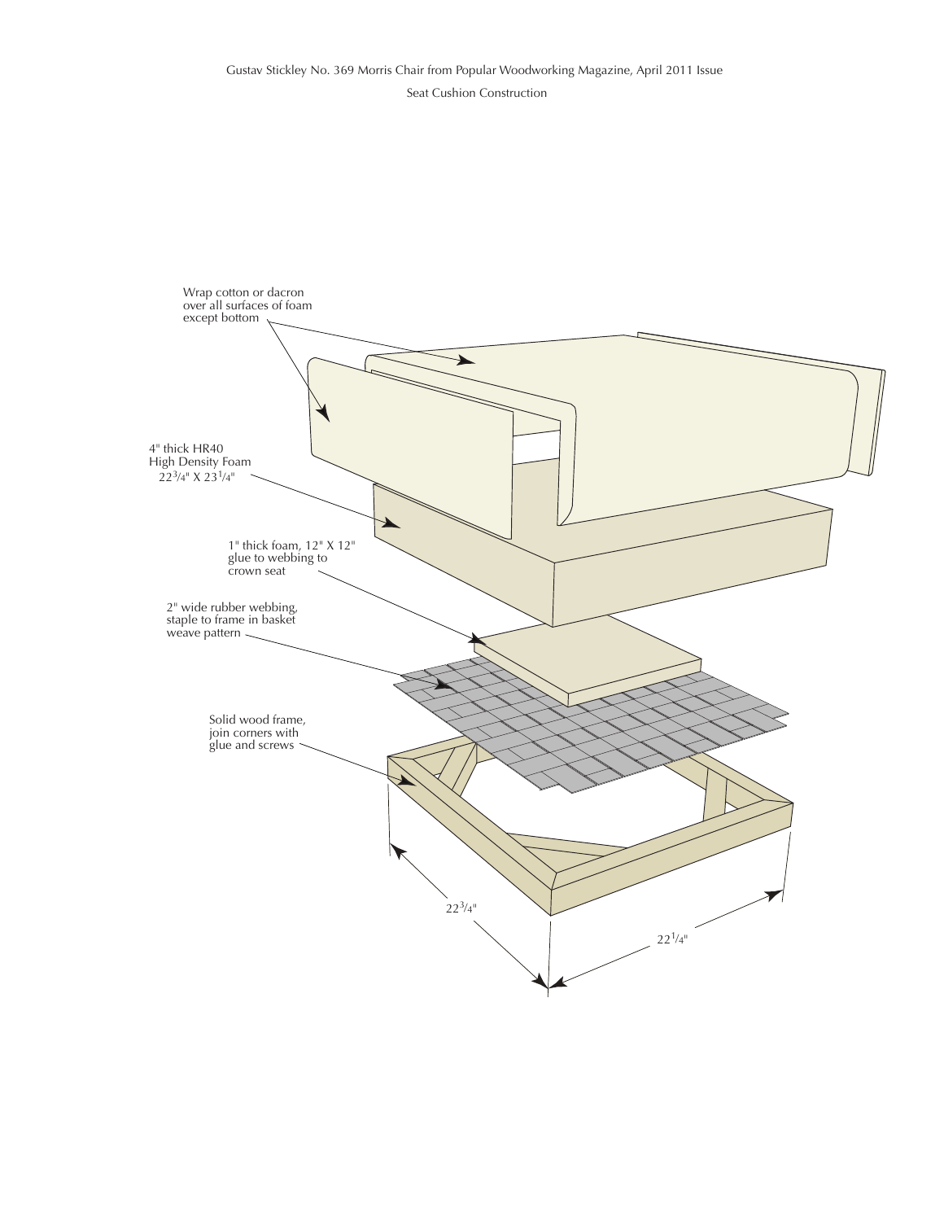Gustav Stickley No. 369 Morris Chair from Popular Woodworking Magazine, April 2011 Issue

Seat Cushion Construction

Wrap cotton or dacron over all surfaces of foam except bottom

4" thick HR40 High Density Foam 22 3/4" X 23 1/4"

1" thick foam, 12" X 12" glue to webbing to crown seat

2" wide rubber webbing, staple to frame in basket weave pattern

Solid wood frame, join corners with glue and screws

22 3/4"

22 1/4"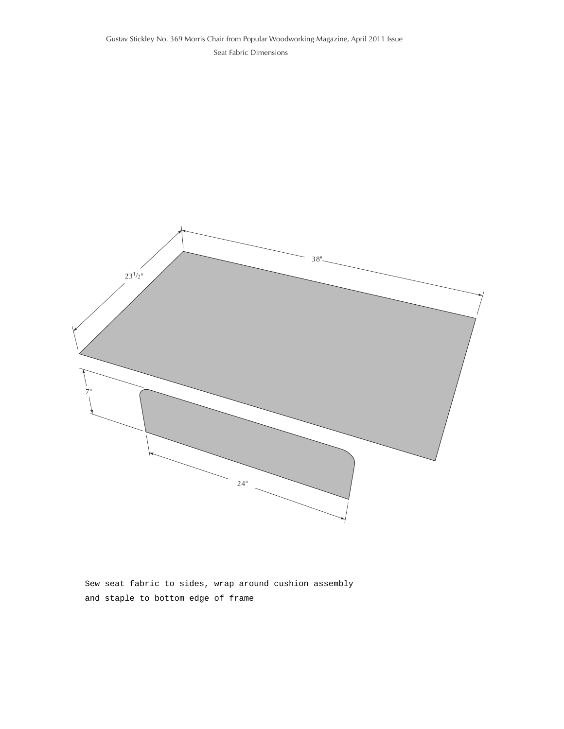Gustav Stickley No. 369 Morris Chair from Popular Woodworking Magazine, April 2011 Issue

Seat Fabric Dimensions

23 1/2"

38"

7"

24"

Sew seat fabric to sides, wrap around cushion assembly and staple to bottom edge of frame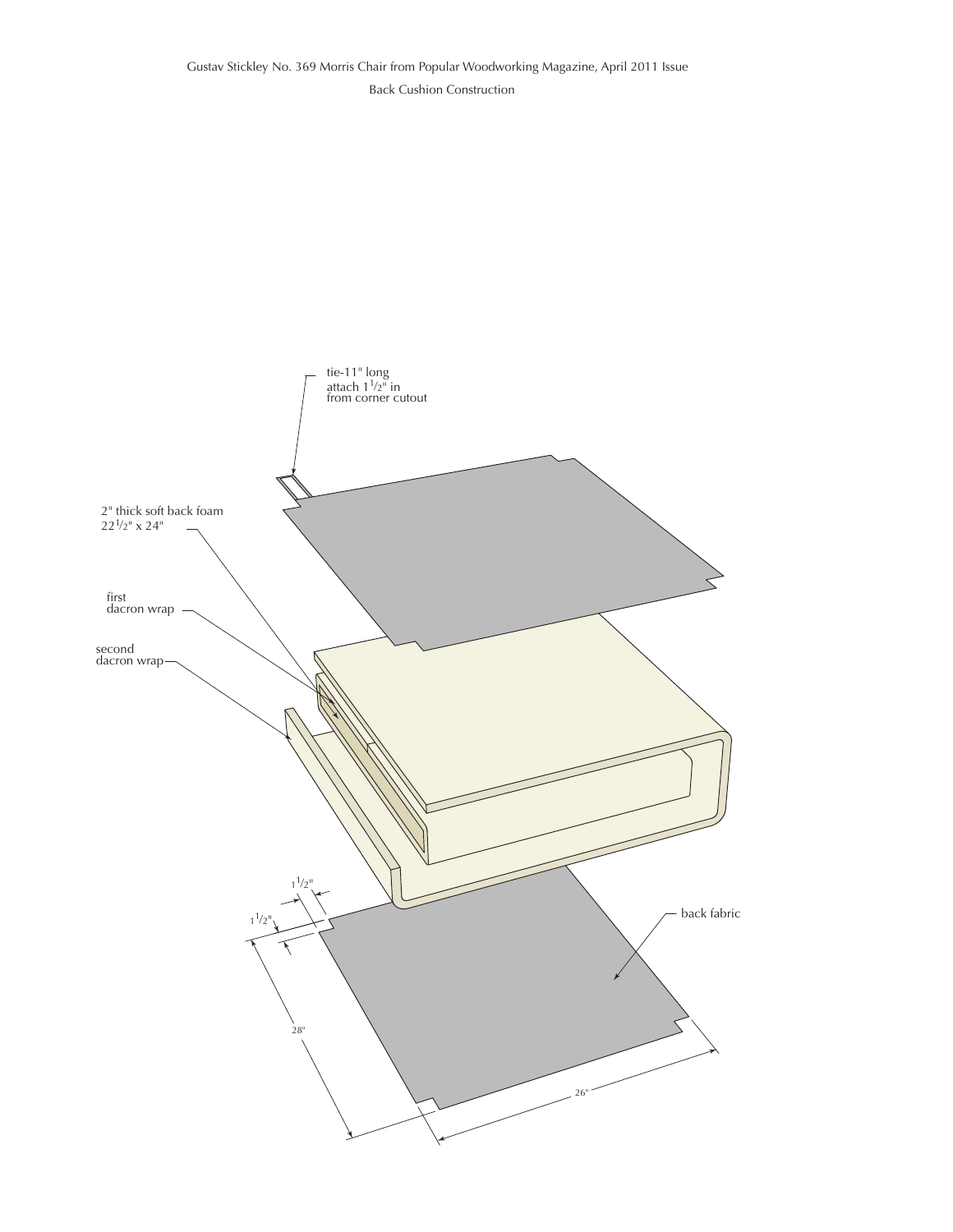Gustav Stickley No. 369 Morris Chair from Popular Woodworking Magazine, April 2011 Issue

Back Cushion Construction

tie-11" long
attach 1 1/2" in
from corner cutout

2" thick soft back foam
22 1/2" x 24"

first
dacron wrap

second
dacron wrap

1 1/2"

1 1/2"

back fabric

28"

26"